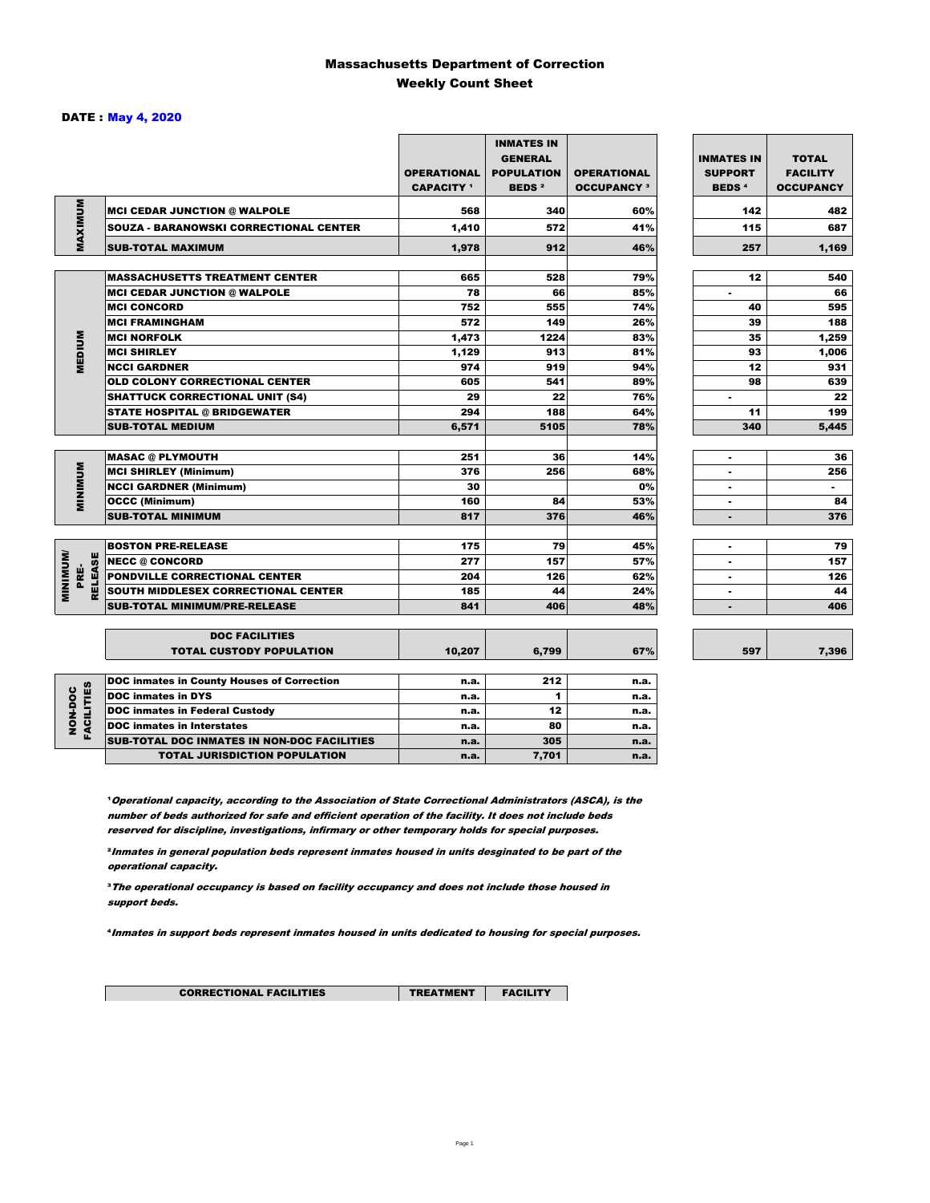# Massachusetts Department of Correction
## Weekly Count Sheet

**DATE : May 4, 2020**

| | | OPERATIONAL CAPACITY [1] | INMATES IN GENERAL POPULATION BEDS [2] | OPERATIONAL OCCUPANCY [3] | INMATES IN SUPPORT BEDS [4] | TOTAL FACILITY OCCUPANCY |
|---|---|---|---|---|---|---|
| MAXIMUM | MCI CEDAR JUNCTION @ WALPOLE | 568 | 340 | 60% | 142 | 482 |
| | SOUZA - BARANOWSKI CORRECTIONAL CENTER | 1,410 | 572 | 41% | 115 | 687 |
| | SUB-TOTAL MAXIMUM | 1,978 | 912 | 46% | 257 | 1,169 |
| MEDIUM | MASSACHUSETTS TREATMENT CENTER | 665 | 528 | 79% | 12 | 540 |
| | MCI CEDAR JUNCTION @ WALPOLE | 78 | 66 | 85% | - | 66 |
| | MCI CONCORD | 752 | 555 | 74% | 40 | 595 |
| | MCI FRAMINGHAM | 572 | 149 | 26% | 39 | 188 |
| | MCI NORFOLK | 1,473 | 1224 | 83% | 35 | 1,259 |
| | MCI SHIRLEY | 1,129 | 913 | 81% | 93 | 1,006 |
| | NCCI GARDNER | 974 | 919 | 94% | 12 | 931 |
| | OLD COLONY CORRECTIONAL CENTER | 605 | 541 | 89% | 98 | 639 |
| | SHATTUCK CORRECTIONAL UNIT (S4) | 29 | 22 | 76% | - | 22 |
| | STATE HOSPITAL @ BRIDGEWATER | 294 | 188 | 64% | 11 | 199 |
| | SUB-TOTAL MEDIUM | 6,571 | 5105 | 78% | 340 | 5,445 |
| MINIMUM | MASAC @ PLYMOUTH | 251 | 36 | 14% | - | 36 |
| | MCI SHIRLEY (Minimum) | 376 | 256 | 68% | - | 256 |
| | NCCI GARDNER (Minimum) | 30 | | 0% | - | - |
| | OCCC (Minimum) | 160 | 84 | 53% | - | 84 |
| | SUB-TOTAL MINIMUM | 817 | 376 | 46% | - | 376 |
| MINIMUM/ PRE-RELEASE | BOSTON PRE-RELEASE | 175 | 79 | 45% | - | 79 |
| | NECC @ CONCORD | 277 | 157 | 57% | - | 157 |
| | PONDVILLE CORRECTIONAL CENTER | 204 | 126 | 62% | - | 126 |
| | SOUTH MIDDLESEX CORRECTIONAL CENTER | 185 | 44 | 24% | - | 44 |
| | SUB-TOTAL MINIMUM/PRE-RELEASE | 841 | 406 | 48% | - | 406 |
| | DOC FACILITIES TOTAL CUSTODY POPULATION | 10,207 | 6,799 | 67% | 597 | 7,396 |

| | | | | |
|---|---|---|---|---|
| NON-DOC FACILITIES | DOC inmates in County Houses of Correction | n.a. | 212 | n.a. |
| | DOC inmates in DYS | n.a. | 1 | n.a. |
| | DOC inmates in Federal Custody | n.a. | 12 | n.a. |
| | DOC inmates in Interstates | n.a. | 80 | n.a. |
| | SUB-TOTAL DOC INMATES IN NON-DOC FACILITIES | n.a. | 305 | n.a. |
| | TOTAL JURISDICTION POPULATION | n.a. | 7,701 | n.a. |

[1] *Operational capacity, according to the Association of State Correctional Administrators (ASCA), is the number of beds authorized for safe and efficient operation of the facility. It does not include beds reserved for discipline, investigations, infirmary or other temporary holds for special purposes.*

[2] *Inmates in general population beds represent inmates housed in units desginated to be part of the operational capacity.*

[3] *The operational occupancy is based on facility occupancy and does not include those housed in support beds.*

[4] *Inmates in support beds represent inmates housed in units dedicated to housing for special purposes.*

| CORRECTIONAL FACILITIES | TREATMENT | FACILITY |
|---|---|---|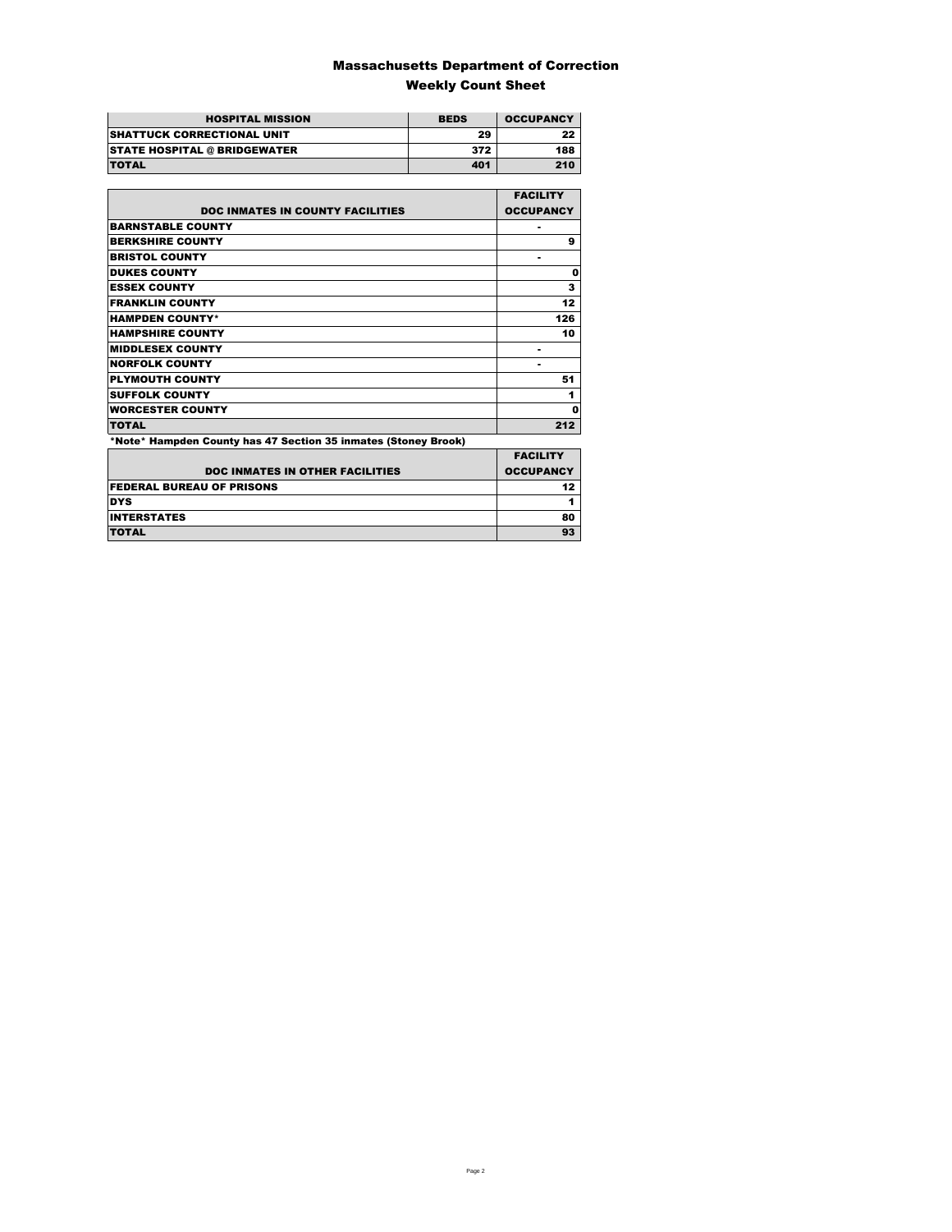# Massachusetts Department of Correction

## Weekly Count Sheet

| HOSPITAL MISSION | BEDS | OCCUPANCY |
|---|---|---|
| SHATTUCK CORRECTIONAL UNIT | 29 | 22 |
| STATE HOSPITAL @ BRIDGEWATER | 372 | 188 |
| TOTAL | 401 | 210 |

| DOC INMATES IN COUNTY FACILITIES | FACILITY OCCUPANCY |
|---|---|
| BARNSTABLE COUNTY | - |
| BERKSHIRE COUNTY | 9 |
| BRISTOL COUNTY | - |
| DUKES COUNTY | 0 |
| ESSEX COUNTY | 3 |
| FRANKLIN COUNTY | 12 |
| HAMPDEN COUNTY* | 126 |
| HAMPSHIRE COUNTY | 10 |
| MIDDLESEX COUNTY | - |
| NORFOLK COUNTY | - |
| PLYMOUTH COUNTY | 51 |
| SUFFOLK COUNTY | 1 |
| WORCESTER COUNTY | 0 |
| TOTAL | 212 |

*Note* Hampden County has 47 Section 35 inmates (Stoney Brook)

| DOC INMATES IN OTHER FACILITIES | FACILITY OCCUPANCY |
|---|---|
| FEDERAL BUREAU OF PRISONS | 12 |
| DYS | 1 |
| INTERSTATES | 80 |
| TOTAL | 93 |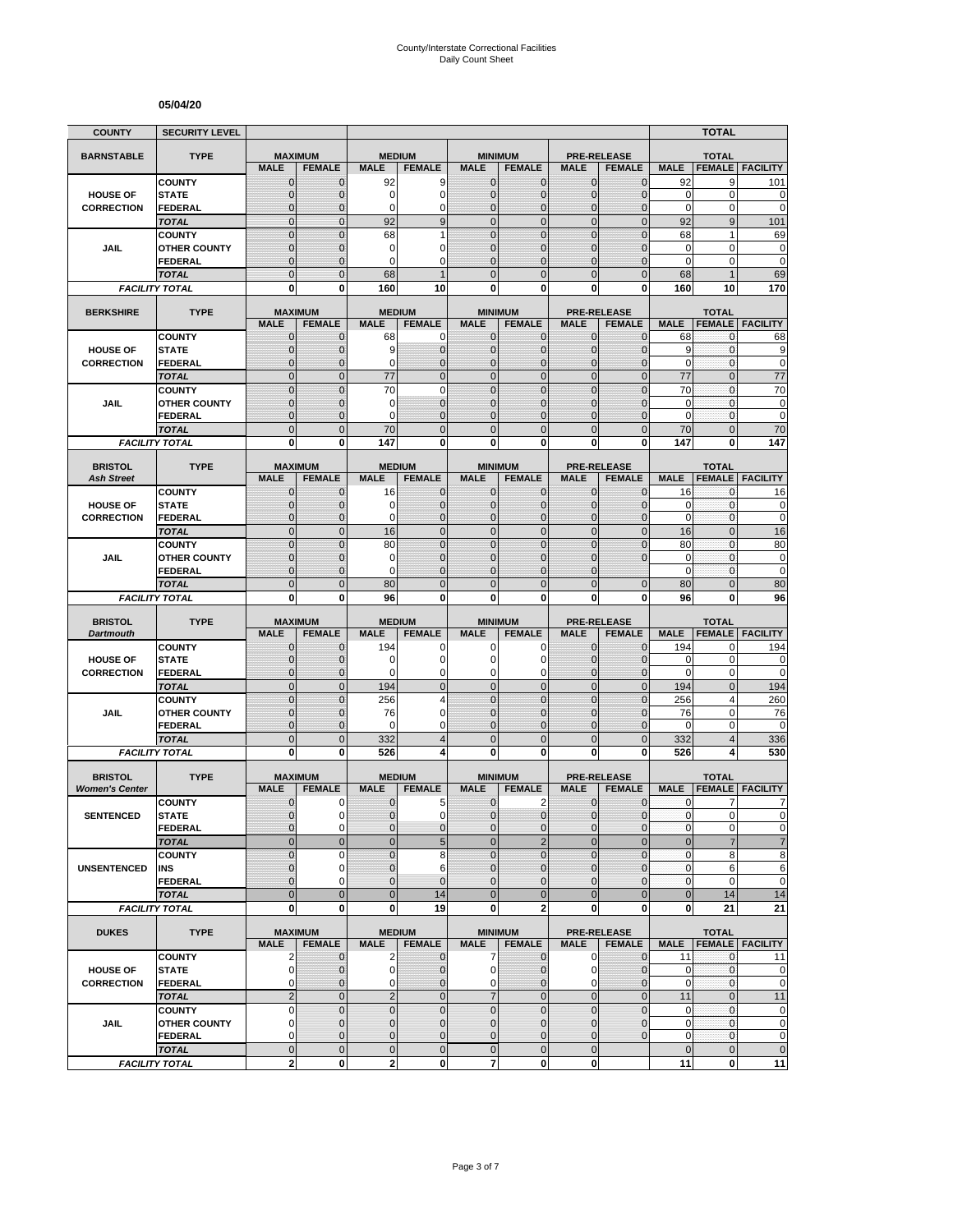# County/Interstate Correctional Facilities
## Daily Count Sheet

**05/04/20**

| COUNTY | SECURITY LEVEL | | | | | | | | | | TOTAL | |
|---|---|---|---|---|---|---|---|---|---|---|---|---|
| **BARNSTABLE** | **TYPE** | **MAXIMUM** | | **MEDIUM** | | **MINIMUM** | | **PRE-RELEASE** | | **TOTAL** | | |
| | | **MALE** | **FEMALE** | **MALE** | **FEMALE** | **MALE** | **FEMALE** | **MALE** | **FEMALE** | **MALE** | **FEMALE** | **FACILITY** |
| **HOUSE OF CORRECTION** | COUNTY | 0 | 0 | 92 | 9 | 0 | 0 | 0 | 0 | 92 | 9 | 101 |
| | STATE | 0 | 0 | 0 | 0 | 0 | 0 | 0 | 0 | 0 | 0 | 0 |
| | FEDERAL | 0 | 0 | 0 | 0 | 0 | 0 | 0 | 0 | 0 | 0 | 0 |
| | *TOTAL* | 0 | 0 | 92 | 9 | 0 | 0 | 0 | 0 | 92 | 9 | 101 |
| **JAIL** | COUNTY | 0 | 0 | 68 | 1 | 0 | 0 | 0 | 0 | 68 | 1 | 69 |
| | OTHER COUNTY | 0 | 0 | 0 | 0 | 0 | 0 | 0 | 0 | 0 | 0 | 0 |
| | FEDERAL | 0 | 0 | 0 | 0 | 0 | 0 | 0 | 0 | 0 | 0 | 0 |
| | *TOTAL* | 0 | 0 | 68 | 1 | 0 | 0 | 0 | 0 | 68 | 1 | 69 |
| *FACILITY TOTAL* | | **0** | **0** | **160** | **10** | **0** | **0** | **0** | **0** | **160** | **10** | **170** |
| **BERKSHIRE** | **TYPE** | **MAXIMUM** | | **MEDIUM** | | **MINIMUM** | | **PRE-RELEASE** | | **TOTAL** | | |
| | | **MALE** | **FEMALE** | **MALE** | **FEMALE** | **MALE** | **FEMALE** | **MALE** | **FEMALE** | **MALE** | **FEMALE** | **FACILITY** |
| **HOUSE OF CORRECTION** | COUNTY | 0 | 0 | 68 | 0 | 0 | 0 | 0 | 0 | 68 | 0 | 68 |
| | STATE | 0 | 0 | 9 | 0 | 0 | 0 | 0 | 0 | 9 | 0 | 9 |
| | FEDERAL | 0 | 0 | 0 | 0 | 0 | 0 | 0 | 0 | 0 | 0 | 0 |
| | *TOTAL* | 0 | 0 | 77 | 0 | 0 | 0 | 0 | 0 | 77 | 0 | 77 |
| **JAIL** | COUNTY | 0 | 0 | 70 | 0 | 0 | 0 | 0 | 0 | 70 | 0 | 70 |
| | OTHER COUNTY | 0 | 0 | 0 | 0 | 0 | 0 | 0 | 0 | 0 | 0 | 0 |
| | FEDERAL | 0 | 0 | 0 | 0 | 0 | 0 | 0 | 0 | 0 | 0 | 0 |
| | *TOTAL* | 0 | 0 | 70 | 0 | 0 | 0 | 0 | 0 | 70 | 0 | 70 |
| *FACILITY TOTAL* | | **0** | **0** | **147** | **0** | **0** | **0** | **0** | **0** | **147** | **0** | **147** |
| **BRISTOL** *Ash Street* | **TYPE** | **MAXIMUM** | | **MEDIUM** | | **MINIMUM** | | **PRE-RELEASE** | | **TOTAL** | | |
| | | **MALE** | **FEMALE** | **MALE** | **FEMALE** | **MALE** | **FEMALE** | **MALE** | **FEMALE** | **MALE** | **FEMALE** | **FACILITY** |
| **HOUSE OF CORRECTION** | COUNTY | 0 | 0 | 16 | 0 | 0 | 0 | 0 | 0 | 16 | 0 | 16 |
| | STATE | 0 | 0 | 0 | 0 | 0 | 0 | 0 | 0 | 0 | 0 | 0 |
| | FEDERAL | 0 | 0 | 0 | 0 | 0 | 0 | 0 | 0 | 0 | 0 | 0 |
| | *TOTAL* | 0 | 0 | 16 | 0 | 0 | 0 | 0 | 0 | 16 | 0 | 16 |
| **JAIL** | COUNTY | 0 | 0 | 80 | 0 | 0 | 0 | 0 | 0 | 80 | 0 | 80 |
| | OTHER COUNTY | 0 | 0 | 0 | 0 | 0 | 0 | 0 | 0 | 0 | 0 | 0 |
| | FEDERAL | 0 | 0 | 0 | 0 | 0 | 0 | 0 | | 0 | 0 | 0 |
| | *TOTAL* | 0 | 0 | 80 | 0 | 0 | 0 | 0 | 0 | 80 | 0 | 80 |
| *FACILITY TOTAL* | | **0** | **0** | **96** | **0** | **0** | **0** | **0** | **0** | **96** | **0** | **96** |
| **BRISTOL** *Dartmouth* | **TYPE** | **MAXIMUM** | | **MEDIUM** | | **MINIMUM** | | **PRE-RELEASE** | | **TOTAL** | | |
| | | **MALE** | **FEMALE** | **MALE** | **FEMALE** | **MALE** | **FEMALE** | **MALE** | **FEMALE** | **MALE** | **FEMALE** | **FACILITY** |
| **HOUSE OF CORRECTION** | COUNTY | 0 | 0 | 194 | 0 | 0 | 0 | 0 | 0 | 194 | 0 | 194 |
| | STATE | 0 | 0 | 0 | 0 | 0 | 0 | 0 | 0 | 0 | 0 | 0 |
| | FEDERAL | 0 | 0 | 0 | 0 | 0 | 0 | 0 | 0 | 0 | 0 | 0 |
| | *TOTAL* | 0 | 0 | 194 | 0 | 0 | 0 | 0 | 0 | 194 | 0 | 194 |
| **JAIL** | COUNTY | 0 | 0 | 256 | 4 | 0 | 0 | 0 | 0 | 256 | 4 | 260 |
| | OTHER COUNTY | 0 | 0 | 76 | 0 | 0 | 0 | 0 | 0 | 76 | 0 | 76 |
| | FEDERAL | 0 | 0 | 0 | 0 | 0 | 0 | 0 | 0 | 0 | 0 | 0 |
| | *TOTAL* | 0 | 0 | 332 | 4 | 0 | 0 | 0 | 0 | 332 | 4 | 336 |
| *FACILITY TOTAL* | | **0** | **0** | **526** | **4** | **0** | **0** | **0** | **0** | **526** | **4** | **530** |
| **BRISTOL** *Women's Center* | **TYPE** | **MAXIMUM** | | **MEDIUM** | | **MINIMUM** | | **PRE-RELEASE** | | **TOTAL** | | |
| | | **MALE** | **FEMALE** | **MALE** | **FEMALE** | **MALE** | **FEMALE** | **MALE** | **FEMALE** | **MALE** | **FEMALE** | **FACILITY** |
| **SENTENCED** | COUNTY | 0 | 0 | 0 | 5 | 0 | 2 | 0 | 0 | 0 | 7 | 7 |
| | STATE | 0 | 0 | 0 | 0 | 0 | 0 | 0 | 0 | 0 | 0 | 0 |
| | FEDERAL | 0 | 0 | 0 | 0 | 0 | 0 | 0 | 0 | 0 | 0 | 0 |
| | *TOTAL* | 0 | 0 | 0 | 5 | 0 | 2 | 0 | 0 | 0 | 7 | 7 |
| **UNSENTENCED** | COUNTY | 0 | 0 | 0 | 8 | 0 | 0 | 0 | 0 | 0 | 8 | 8 |
| | INS | 0 | 0 | 0 | 6 | 0 | 0 | 0 | 0 | 0 | 6 | 6 |
| | FEDERAL | 0 | 0 | 0 | 0 | 0 | 0 | 0 | 0 | 0 | 0 | 0 |
| | *TOTAL* | 0 | 0 | 0 | 14 | 0 | 0 | 0 | 0 | 0 | 14 | 14 |
| *FACILITY TOTAL* | | **0** | **0** | **0** | **19** | **0** | **2** | **0** | **0** | **0** | **21** | **21** |
| **DUKES** | **TYPE** | **MAXIMUM** | | **MEDIUM** | | **MINIMUM** | | **PRE-RELEASE** | | **TOTAL** | | |
| | | **MALE** | **FEMALE** | **MALE** | **FEMALE** | **MALE** | **FEMALE** | **MALE** | **FEMALE** | **MALE** | **FEMALE** | **FACILITY** |
| **HOUSE OF CORRECTION** | COUNTY | 2 | 0 | 2 | 0 | 7 | 0 | 0 | 0 | 11 | 0 | 11 |
| | STATE | 0 | 0 | 0 | 0 | 0 | 0 | 0 | 0 | 0 | 0 | 0 |
| | FEDERAL | 0 | 0 | 0 | 0 | 0 | 0 | 0 | 0 | 0 | 0 | 0 |
| | *TOTAL* | 2 | 0 | 2 | 0 | 7 | 0 | 0 | 0 | 11 | 0 | 11 |
| **JAIL** | COUNTY | 0 | 0 | 0 | 0 | 0 | 0 | 0 | 0 | 0 | 0 | 0 |
| | OTHER COUNTY | 0 | 0 | 0 | 0 | 0 | 0 | 0 | 0 | 0 | 0 | 0 |
| | FEDERAL | 0 | 0 | 0 | 0 | 0 | 0 | 0 | 0 | 0 | 0 | 0 |
| | *TOTAL* | 0 | 0 | 0 | 0 | 0 | 0 | 0 | | 0 | 0 | 0 |
| *FACILITY TOTAL* | | **2** | **0** | **2** | **0** | **7** | **0** | **0** | | **11** | **0** | **11** |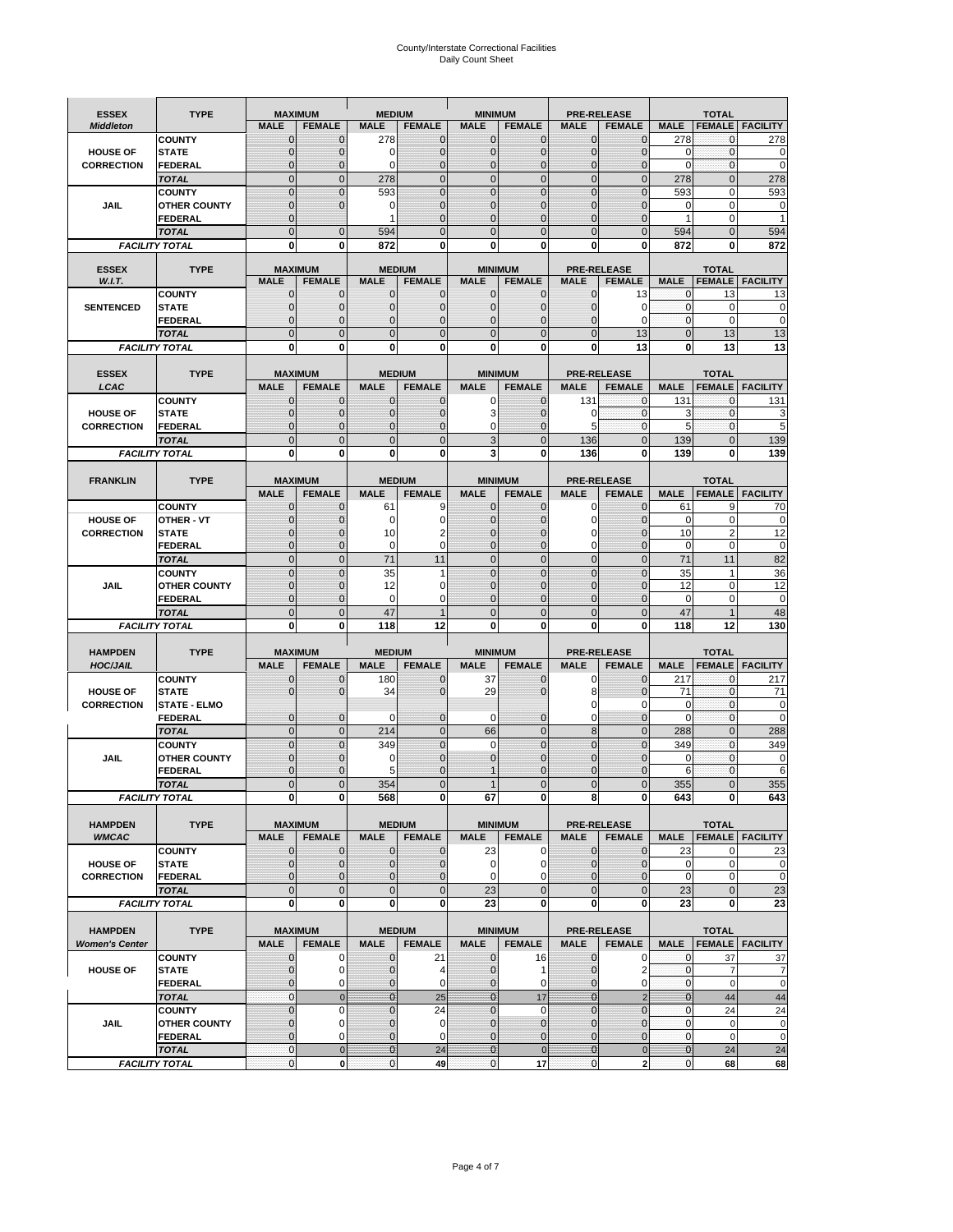# County/Interstate Correctional Facilities
Daily Count Sheet

| ESSEX *Middleton* | TYPE | MAXIMUM | | MEDIUM | | MINIMUM | | PRE-RELEASE | | TOTAL | | |
|---|---|---|---|---|---|---|---|---|---|---|---|---|
| | | MALE | FEMALE | MALE | FEMALE | MALE | FEMALE | MALE | FEMALE | MALE | FEMALE | FACILITY |
| HOUSE OF CORRECTION | COUNTY | 0 | 0 | 278 | 0 | 0 | 0 | 0 | 0 | 278 | 0 | 278 |
| | STATE | 0 | 0 | 0 | 0 | 0 | 0 | 0 | 0 | 0 | 0 | 0 |
| | FEDERAL | 0 | 0 | 0 | 0 | 0 | 0 | 0 | 0 | 0 | 0 | 0 |
| | TOTAL | 0 | 0 | 278 | 0 | 0 | 0 | 0 | 0 | 278 | 0 | 278 |
| JAIL | COUNTY | 0 | 0 | 593 | 0 | 0 | 0 | 0 | 0 | 593 | 0 | 593 |
| | OTHER COUNTY | 0 | 0 | 0 | 0 | 0 | 0 | 0 | 0 | 0 | 0 | 0 |
| | FEDERAL | 0 | | 1 | 0 | 0 | 0 | 0 | 0 | 1 | 0 | 1 |
| | TOTAL | 0 | 0 | 594 | 0 | 0 | 0 | 0 | 0 | 594 | 0 | 594 |
| FACILITY TOTAL | | 0 | 0 | 872 | 0 | 0 | 0 | 0 | 0 | 872 | 0 | 872 |

| ESSEX *W.I.T.* | TYPE | MAXIMUM | | MEDIUM | | MINIMUM | | PRE-RELEASE | | TOTAL | | |
|---|---|---|---|---|---|---|---|---|---|---|---|---|
| | | MALE | FEMALE | MALE | FEMALE | MALE | FEMALE | MALE | FEMALE | MALE | FEMALE | FACILITY |
| SENTENCED | COUNTY | 0 | 0 | 0 | 0 | 0 | 0 | 0 | 13 | 0 | 13 | 13 |
| | STATE | 0 | 0 | 0 | 0 | 0 | 0 | 0 | 0 | 0 | 0 | 0 |
| | FEDERAL | 0 | 0 | 0 | 0 | 0 | 0 | 0 | 0 | 0 | 0 | 0 |
| | TOTAL | 0 | 0 | 0 | 0 | 0 | 0 | 0 | 13 | 0 | 13 | 13 |
| FACILITY TOTAL | | 0 | 0 | 0 | 0 | 0 | 0 | 0 | 13 | 0 | 13 | 13 |

| ESSEX *LCAC* | TYPE | MAXIMUM | | MEDIUM | | MINIMUM | | PRE-RELEASE | | TOTAL | | |
|---|---|---|---|---|---|---|---|---|---|---|---|---|
| | | MALE | FEMALE | MALE | FEMALE | MALE | FEMALE | MALE | FEMALE | MALE | FEMALE | FACILITY |
| HOUSE OF CORRECTION | COUNTY | 0 | 0 | 0 | 0 | 0 | 0 | 131 | 0 | 131 | 0 | 131 |
| | STATE | 0 | 0 | 0 | 0 | 3 | 0 | 0 | 0 | 3 | 0 | 3 |
| | FEDERAL | 0 | 0 | 0 | 0 | 0 | 0 | 5 | 0 | 5 | 0 | 5 |
| | TOTAL | 0 | 0 | 0 | 0 | 3 | 0 | 136 | 0 | 139 | 0 | 139 |
| FACILITY TOTAL | | 0 | 0 | 0 | 0 | 3 | 0 | 136 | 0 | 139 | 0 | 139 |

| FRANKLIN | TYPE | MAXIMUM | | MEDIUM | | MINIMUM | | PRE-RELEASE | | TOTAL | | |
|---|---|---|---|---|---|---|---|---|---|---|---|---|
| | | MALE | FEMALE | MALE | FEMALE | MALE | FEMALE | MALE | FEMALE | MALE | FEMALE | FACILITY |
| HOUSE OF CORRECTION | COUNTY | 0 | 0 | 61 | 9 | 0 | 0 | 0 | 0 | 61 | 9 | 70 |
| | OTHER - VT | 0 | 0 | 0 | 0 | 0 | 0 | 0 | 0 | 0 | 0 | 0 |
| | STATE | 0 | 0 | 10 | 2 | 0 | 0 | 0 | 0 | 10 | 2 | 12 |
| | FEDERAL | 0 | 0 | 0 | 0 | 0 | 0 | 0 | 0 | 0 | 0 | 0 |
| | TOTAL | 0 | 0 | 71 | 11 | 0 | 0 | 0 | 0 | 71 | 11 | 82 |
| JAIL | COUNTY | 0 | 0 | 35 | 1 | 0 | 0 | 0 | 0 | 35 | 1 | 36 |
| | OTHER COUNTY | 0 | 0 | 12 | 0 | 0 | 0 | 0 | 0 | 12 | 0 | 12 |
| | FEDERAL | 0 | 0 | 0 | 0 | 0 | 0 | 0 | 0 | 0 | 0 | 0 |
| | TOTAL | 0 | 0 | 47 | 1 | 0 | 0 | 0 | 0 | 47 | 1 | 48 |
| FACILITY TOTAL | | 0 | 0 | 118 | 12 | 0 | 0 | 0 | 0 | 118 | 12 | 130 |

| HAMPDEN *HOC/JAIL* | TYPE | MAXIMUM | | MEDIUM | | MINIMUM | | PRE-RELEASE | | TOTAL | | |
|---|---|---|---|---|---|---|---|---|---|---|---|---|
| | | MALE | FEMALE | MALE | FEMALE | MALE | FEMALE | MALE | FEMALE | MALE | FEMALE | FACILITY |
| HOUSE OF CORRECTION | COUNTY | 0 | 0 | 180 | 0 | 37 | 0 | 0 | 0 | 217 | 0 | 217 |
| | STATE | 0 | 0 | 34 | 0 | 29 | 0 | 8 | 0 | 71 | 0 | 71 |
| | STATE - ELMO | | | | | | | 0 | 0 | 0 | 0 | 0 |
| | FEDERAL | 0 | 0 | 0 | 0 | 0 | 0 | 0 | 0 | 0 | 0 | 0 |
| | TOTAL | 0 | 0 | 214 | 0 | 66 | 0 | 8 | 0 | 288 | 0 | 288 |
| JAIL | COUNTY | 0 | 0 | 349 | 0 | 0 | 0 | 0 | 0 | 349 | 0 | 349 |
| | OTHER COUNTY | 0 | 0 | 0 | 0 | 0 | 0 | 0 | 0 | 0 | 0 | 0 |
| | FEDERAL | 0 | 0 | 5 | 0 | 1 | 0 | 0 | 0 | 6 | 0 | 6 |
| | TOTAL | 0 | 0 | 354 | 0 | 1 | 0 | 0 | 0 | 355 | 0 | 355 |
| FACILITY TOTAL | | 0 | 0 | 568 | 0 | 67 | 0 | 8 | 0 | 643 | 0 | 643 |

| HAMPDEN *WMCAC* | TYPE | MAXIMUM | | MEDIUM | | MINIMUM | | PRE-RELEASE | | TOTAL | | |
|---|---|---|---|---|---|---|---|---|---|---|---|---|
| | | MALE | FEMALE | MALE | FEMALE | MALE | FEMALE | MALE | FEMALE | MALE | FEMALE | FACILITY |
| HOUSE OF CORRECTION | COUNTY | 0 | 0 | 0 | 0 | 23 | 0 | 0 | 0 | 23 | 0 | 23 |
| | STATE | 0 | 0 | 0 | 0 | 0 | 0 | 0 | 0 | 0 | 0 | 0 |
| | FEDERAL | 0 | 0 | 0 | 0 | 0 | 0 | 0 | 0 | 0 | 0 | 0 |
| | TOTAL | 0 | 0 | 0 | 0 | 23 | 0 | 0 | 0 | 23 | 0 | 23 |
| FACILITY TOTAL | | 0 | 0 | 0 | 0 | 23 | 0 | 0 | 0 | 23 | 0 | 23 |

| HAMPDEN *Women's Center* | TYPE | MAXIMUM | | MEDIUM | | MINIMUM | | PRE-RELEASE | | TOTAL | | |
|---|---|---|---|---|---|---|---|---|---|---|---|---|
| | | MALE | FEMALE | MALE | FEMALE | MALE | FEMALE | MALE | FEMALE | MALE | FEMALE | FACILITY |
| HOUSE OF | COUNTY | 0 | 0 | 0 | 21 | 0 | 16 | 0 | 0 | 0 | 37 | 37 |
| | STATE | 0 | 0 | 0 | 4 | 0 | 1 | 0 | 2 | 0 | 7 | 7 |
| | FEDERAL | 0 | 0 | 0 | 0 | 0 | 0 | 0 | 0 | 0 | 0 | 0 |
| | TOTAL | 0 | 0 | 0 | 25 | 0 | 17 | 0 | 2 | 0 | 44 | 44 |
| JAIL | COUNTY | 0 | 0 | 0 | 24 | 0 | 0 | 0 | 0 | 0 | 24 | 24 |
| | OTHER COUNTY | 0 | 0 | 0 | 0 | 0 | 0 | 0 | 0 | 0 | 0 | 0 |
| | FEDERAL | 0 | 0 | 0 | 0 | 0 | 0 | 0 | 0 | 0 | 0 | 0 |
| | TOTAL | 0 | 0 | 0 | 24 | 0 | 0 | 0 | 0 | 0 | 24 | 24 |
| FACILITY TOTAL | | 0 | 0 | 0 | 49 | 0 | 17 | 0 | 2 | 0 | 68 | 68 |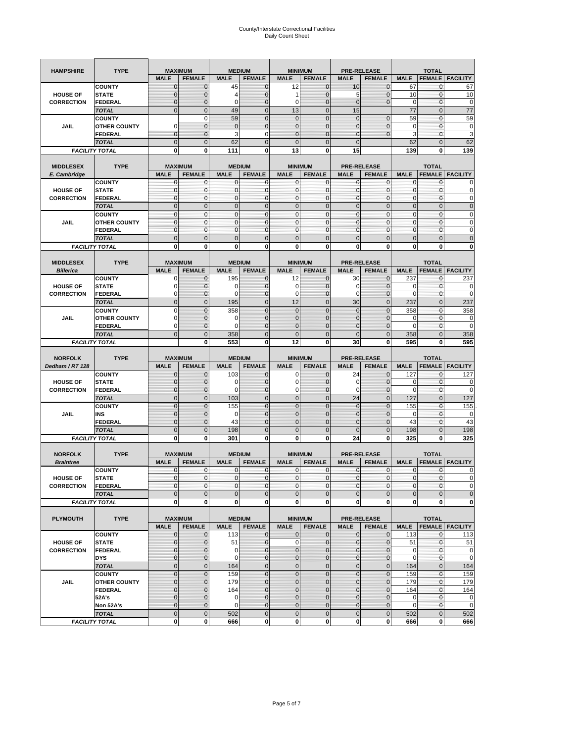# County/Interstate Correctional Facilities
## Daily Count Sheet

| HAMPSHIRE | TYPE | MAXIMUM | | MEDIUM | | MINIMUM | | PRE-RELEASE | | TOTAL | | |
|---|---|---|---|---|---|---|---|---|---|---|---|---|
| | | MALE | FEMALE | MALE | FEMALE | MALE | FEMALE | MALE | FEMALE | MALE | FEMALE | FACILITY |
| HOUSE OF CORRECTION | COUNTY | 0 | 0 | 45 | 0 | 12 | 0 | 10 | 0 | 67 | 0 | 67 |
| | STATE | 0 | 0 | 4 | 0 | 1 | 0 | 5 | 0 | 10 | 0 | 10 |
| | FEDERAL | 0 | 0 | 0 | 0 | 0 | 0 | 0 | 0 | 0 | 0 | 0 |
| | TOTAL | 0 | 0 | 49 | 0 | 13 | 0 | 15 | | 77 | 0 | 77 |
| JAIL | COUNTY | | 0 | 59 | 0 | 0 | 0 | 0 | 0 | 59 | 0 | 59 |
| | OTHER COUNTY | 0 | 0 | 0 | 0 | 0 | 0 | 0 | 0 | 0 | 0 | 0 |
| | FEDERAL | 0 | 0 | 3 | 0 | 0 | 0 | 0 | 0 | 3 | 0 | 3 |
| | TOTAL | 0 | 0 | 62 | 0 | 0 | 0 | 0 | | 62 | 0 | 62 |
| FACILITY TOTAL | | 0 | 0 | 111 | 0 | 13 | 0 | 15 | | 139 | 0 | 139 |

| MIDDLESEX E. Cambridge | TYPE | MAXIMUM | | MEDIUM | | MINIMUM | | PRE-RELEASE | | TOTAL | | |
|---|---|---|---|---|---|---|---|---|---|---|---|---|
| | | MALE | FEMALE | MALE | FEMALE | MALE | FEMALE | MALE | FEMALE | MALE | FEMALE | FACILITY |
| HOUSE OF CORRECTION | COUNTY | 0 | 0 | 0 | 0 | 0 | 0 | 0 | 0 | 0 | 0 | 0 |
| | STATE | 0 | 0 | 0 | 0 | 0 | 0 | 0 | 0 | 0 | 0 | 0 |
| | FEDERAL | 0 | 0 | 0 | 0 | 0 | 0 | 0 | 0 | 0 | 0 | 0 |
| | TOTAL | 0 | 0 | 0 | 0 | 0 | 0 | 0 | 0 | 0 | 0 | 0 |
| JAIL | COUNTY | 0 | 0 | 0 | 0 | 0 | 0 | 0 | 0 | 0 | 0 | 0 |
| | OTHER COUNTY | 0 | 0 | 0 | 0 | 0 | 0 | 0 | 0 | 0 | 0 | 0 |
| | FEDERAL | 0 | 0 | 0 | 0 | 0 | 0 | 0 | 0 | 0 | 0 | 0 |
| | TOTAL | 0 | 0 | 0 | 0 | 0 | 0 | 0 | 0 | 0 | 0 | 0 |
| FACILITY TOTAL | | 0 | 0 | 0 | 0 | 0 | 0 | 0 | 0 | 0 | 0 | 0 |

| MIDDLESEX Billerica | TYPE | MAXIMUM | | MEDIUM | | MINIMUM | | PRE-RELEASE | | TOTAL | | |
|---|---|---|---|---|---|---|---|---|---|---|---|---|
| | | MALE | FEMALE | MALE | FEMALE | MALE | FEMALE | MALE | FEMALE | MALE | FEMALE | FACILITY |
| HOUSE OF CORRECTION | COUNTY | 0 | 0 | 195 | 0 | 12 | 0 | 30 | 0 | 237 | 0 | 237 |
| | STATE | 0 | 0 | 0 | 0 | 0 | 0 | 0 | 0 | 0 | 0 | 0 |
| | FEDERAL | 0 | 0 | 0 | 0 | 0 | 0 | 0 | 0 | 0 | 0 | 0 |
| | TOTAL | 0 | 0 | 195 | 0 | 12 | 0 | 30 | 0 | 237 | 0 | 237 |
| JAIL | COUNTY | 0 | 0 | 358 | 0 | 0 | 0 | 0 | 0 | 358 | 0 | 358 |
| | OTHER COUNTY | 0 | 0 | 0 | 0 | 0 | 0 | 0 | 0 | 0 | 0 | 0 |
| | FEDERAL | 0 | 0 | 0 | 0 | 0 | 0 | 0 | 0 | 0 | 0 | 0 |
| | TOTAL | 0 | 0 | 358 | 0 | 0 | 0 | 0 | 0 | 358 | 0 | 358 |
| FACILITY TOTAL | | | 0 | 553 | 0 | 12 | 0 | 30 | 0 | 595 | 0 | 595 |

| NORFOLK Dedham / RT 128 | TYPE | MAXIMUM | | MEDIUM | | MINIMUM | | PRE-RELEASE | | TOTAL | | |
|---|---|---|---|---|---|---|---|---|---|---|---|---|
| | | MALE | FEMALE | MALE | FEMALE | MALE | FEMALE | MALE | FEMALE | MALE | FEMALE | FACILITY |
| HOUSE OF CORRECTION | COUNTY | 0 | 0 | 103 | 0 | 0 | 0 | 24 | 0 | 127 | 0 | 127 |
| | STATE | 0 | 0 | 0 | 0 | 0 | 0 | 0 | 0 | 0 | 0 | 0 |
| | FEDERAL | 0 | 0 | 0 | 0 | 0 | 0 | 0 | 0 | 0 | 0 | 0 |
| | TOTAL | 0 | 0 | 103 | 0 | 0 | 0 | 24 | 0 | 127 | 0 | 127 |
| JAIL | COUNTY | 0 | 0 | 155 | 0 | 0 | 0 | 0 | 0 | 155 | 0 | 155 |
| | INS | 0 | 0 | 0 | 0 | 0 | 0 | 0 | 0 | 0 | 0 | 0 |
| | FEDERAL | 0 | 0 | 43 | 0 | 0 | 0 | 0 | 0 | 43 | 0 | 43 |
| | TOTAL | 0 | 0 | 198 | 0 | 0 | 0 | 0 | 0 | 198 | 0 | 198 |
| FACILITY TOTAL | | 0 | 0 | 301 | 0 | 0 | 0 | 24 | 0 | 325 | 0 | 325 |

| NORFOLK Braintree | TYPE | MAXIMUM | | MEDIUM | | MINIMUM | | PRE-RELEASE | | TOTAL | | |
|---|---|---|---|---|---|---|---|---|---|---|---|---|
| | | MALE | FEMALE | MALE | FEMALE | MALE | FEMALE | MALE | FEMALE | MALE | FEMALE | FACILITY |
| HOUSE OF CORRECTION | COUNTY | 0 | 0 | 0 | 0 | 0 | 0 | 0 | 0 | 0 | 0 | 0 |
| | STATE | 0 | 0 | 0 | 0 | 0 | 0 | 0 | 0 | 0 | 0 | 0 |
| | FEDERAL | 0 | 0 | 0 | 0 | 0 | 0 | 0 | 0 | 0 | 0 | 0 |
| | TOTAL | 0 | 0 | 0 | 0 | 0 | 0 | 0 | 0 | 0 | 0 | 0 |
| FACILITY TOTAL | | 0 | 0 | 0 | 0 | 0 | 0 | 0 | 0 | 0 | 0 | 0 |

| PLYMOUTH | TYPE | MAXIMUM | | MEDIUM | | MINIMUM | | PRE-RELEASE | | TOTAL | | |
|---|---|---|---|---|---|---|---|---|---|---|---|---|
| | | MALE | FEMALE | MALE | FEMALE | MALE | FEMALE | MALE | FEMALE | MALE | FEMALE | FACILITY |
| HOUSE OF CORRECTION | COUNTY | 0 | 0 | 113 | 0 | 0 | 0 | 0 | 0 | 113 | 0 | 113 |
| | STATE | 0 | 0 | 51 | 0 | 0 | 0 | 0 | 0 | 51 | 0 | 51 |
| | FEDERAL | 0 | 0 | 0 | 0 | 0 | 0 | 0 | 0 | 0 | 0 | 0 |
| | DYS | 0 | 0 | 0 | 0 | 0 | 0 | 0 | 0 | 0 | 0 | 0 |
| | TOTAL | 0 | 0 | 164 | 0 | 0 | 0 | 0 | 0 | 164 | 0 | 164 |
| JAIL | COUNTY | 0 | 0 | 159 | 0 | 0 | 0 | 0 | 0 | 159 | 0 | 159 |
| | OTHER COUNTY | 0 | 0 | 179 | 0 | 0 | 0 | 0 | 0 | 179 | 0 | 179 |
| | FEDERAL | 0 | 0 | 164 | 0 | 0 | 0 | 0 | 0 | 164 | 0 | 164 |
| | 52A's | 0 | 0 | 0 | 0 | 0 | 0 | 0 | 0 | 0 | 0 | 0 |
| | Non 52A's | 0 | 0 | 0 | 0 | 0 | 0 | 0 | 0 | 0 | 0 | 0 |
| | TOTAL | 0 | 0 | 502 | 0 | 0 | 0 | 0 | 0 | 502 | 0 | 502 |
| FACILITY TOTAL | | 0 | 0 | 666 | 0 | 0 | 0 | 0 | 0 | 666 | 0 | 666 |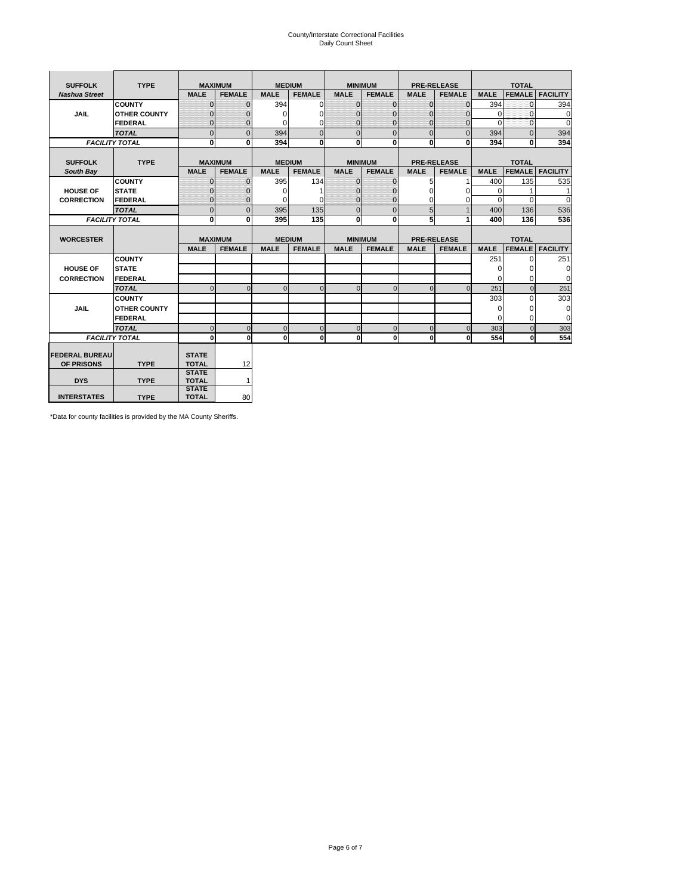# County/Interstate Correctional Facilities
## Daily Count Sheet

| SUFFOLK | TYPE | MAXIMUM | | MEDIUM | | MINIMUM | | PRE-RELEASE | | TOTAL | | |
|---|---|---|---|---|---|---|---|---|---|---|---|---|
| *Nashua Street* | | MALE | FEMALE | MALE | FEMALE | MALE | FEMALE | MALE | FEMALE | MALE | FEMALE | FACILITY |
| JAIL | COUNTY | 0 | 0 | 394 | 0 | 0 | 0 | 0 | 0 | 394 | 0 | 394 |
| | OTHER COUNTY | 0 | 0 | 0 | 0 | 0 | 0 | 0 | 0 | 0 | 0 | 0 |
| | FEDERAL | 0 | 0 | 0 | 0 | 0 | 0 | 0 | 0 | 0 | 0 | 0 |
| | *TOTAL* | 0 | 0 | 394 | 0 | 0 | 0 | 0 | 0 | 394 | 0 | 394 |
| *FACILITY TOTAL* | | **0** | **0** | **394** | **0** | **0** | **0** | **0** | **0** | **394** | **0** | **394** |

| SUFFOLK | TYPE | MAXIMUM | | MEDIUM | | MINIMUM | | PRE-RELEASE | | TOTAL | | |
|---|---|---|---|---|---|---|---|---|---|---|---|---|
| *South Bay* | | MALE | FEMALE | MALE | FEMALE | MALE | FEMALE | MALE | FEMALE | MALE | FEMALE | FACILITY |
| HOUSE OF CORRECTION | COUNTY | 0 | 0 | 395 | 134 | 0 | 0 | 5 | 1 | 400 | 135 | 535 |
| | STATE | 0 | 0 | 0 | 1 | 0 | 0 | 0 | 0 | 0 | 1 | 1 |
| | FEDERAL | 0 | 0 | 0 | 0 | 0 | 0 | 0 | 0 | 0 | 0 | 0 |
| | *TOTAL* | 0 | 0 | 395 | 135 | 0 | 0 | 5 | 1 | 400 | 136 | 536 |
| *FACILITY TOTAL* | | **0** | **0** | **395** | **135** | **0** | **0** | **5** | **1** | **400** | **136** | **536** |

| WORCESTER | | MAXIMUM | | MEDIUM | | MINIMUM | | PRE-RELEASE | | TOTAL | | |
|---|---|---|---|---|---|---|---|---|---|---|---|---|
| | | MALE | FEMALE | MALE | FEMALE | MALE | FEMALE | MALE | FEMALE | MALE | FEMALE | FACILITY |
| HOUSE OF CORRECTION | COUNTY | | | | | | | | | 251 | 0 | 251 |
| | STATE | | | | | | | | | 0 | 0 | 0 |
| | FEDERAL | | | | | | | | | 0 | 0 | 0 |
| | *TOTAL* | 0 | 0 | 0 | 0 | 0 | 0 | 0 | 0 | 251 | 0 | 251 |
| JAIL | COUNTY | | | | | | | | | 303 | 0 | 303 |
| | OTHER COUNTY | | | | | | | | | 0 | 0 | 0 |
| | FEDERAL | | | | | | | | | 0 | 0 | 0 |
| | *TOTAL* | 0 | 0 | 0 | 0 | 0 | 0 | 0 | 0 | 303 | 0 | 303 |
| *FACILITY TOTAL* | | **0** | **0** | **0** | **0** | **0** | **0** | **0** | **0** | **554** | **0** | **554** |

| | | | |
|---|---|---|---|
| FEDERAL BUREAU OF PRISONS | TYPE | STATE TOTAL | 12 |
| DYS | TYPE | STATE TOTAL | 1 |
| INTERSTATES | TYPE | STATE TOTAL | 80 |

*Data for county facilities is provided by the MA County Sheriffs.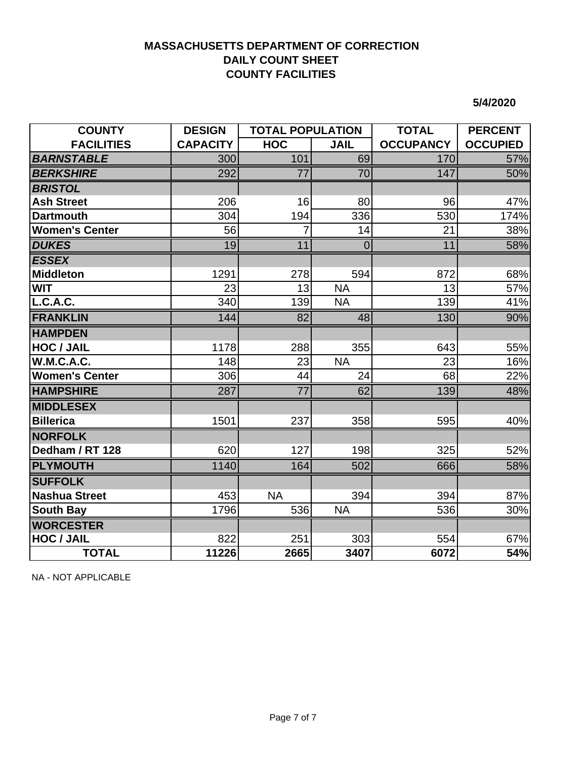# MASSACHUSETTS DEPARTMENT OF CORRECTION
## DAILY COUNT SHEET
## COUNTY FACILITIES

**5/4/2020**

| COUNTY FACILITIES | DESIGN CAPACITY | TOTAL POPULATION | | TOTAL OCCUPANCY | PERCENT OCCUPIED |
|---|---|---|---|---|---|
| | | HOC | JAIL | | |
| ***BARNSTABLE*** | 300 | 101 | 69 | 170 | 57% |
| ***BERKSHIRE*** | 292 | 77 | 70 | 147 | 50% |
| ***BRISTOL*** | | | | | |
| **Ash Street** | 206 | 16 | 80 | 96 | 47% |
| **Dartmouth** | 304 | 194 | 336 | 530 | 174% |
| **Women's Center** | 56 | 7 | 14 | 21 | 38% |
| ***DUKES*** | 19 | 11 | 0 | 11 | 58% |
| ***ESSEX*** | | | | | |
| **Middleton** | 1291 | 278 | 594 | 872 | 68% |
| **WIT** | 23 | 13 | NA | 13 | 57% |
| **L.C.A.C.** | 340 | 139 | NA | 139 | 41% |
| **FRANKLIN** | 144 | 82 | 48 | 130 | 90% |
| **HAMPDEN** | | | | | |
| **HOC / JAIL** | 1178 | 288 | 355 | 643 | 55% |
| **W.M.C.A.C.** | 148 | 23 | NA | 23 | 16% |
| **Women's Center** | 306 | 44 | 24 | 68 | 22% |
| **HAMPSHIRE** | 287 | 77 | 62 | 139 | 48% |
| **MIDDLESEX** | | | | | |
| **Billerica** | 1501 | 237 | 358 | 595 | 40% |
| **NORFOLK** | | | | | |
| **Dedham / RT 128** | 620 | 127 | 198 | 325 | 52% |
| **PLYMOUTH** | 1140 | 164 | 502 | 666 | 58% |
| **SUFFOLK** | | | | | |
| **Nashua Street** | 453 | NA | 394 | 394 | 87% |
| **South Bay** | 1796 | 536 | NA | 536 | 30% |
| **WORCESTER** | | | | | |
| **HOC / JAIL** | 822 | 251 | 303 | 554 | 67% |
| **TOTAL** | **11226** | **2665** | **3407** | **6072** | **54%** |

NA - NOT APPLICABLE